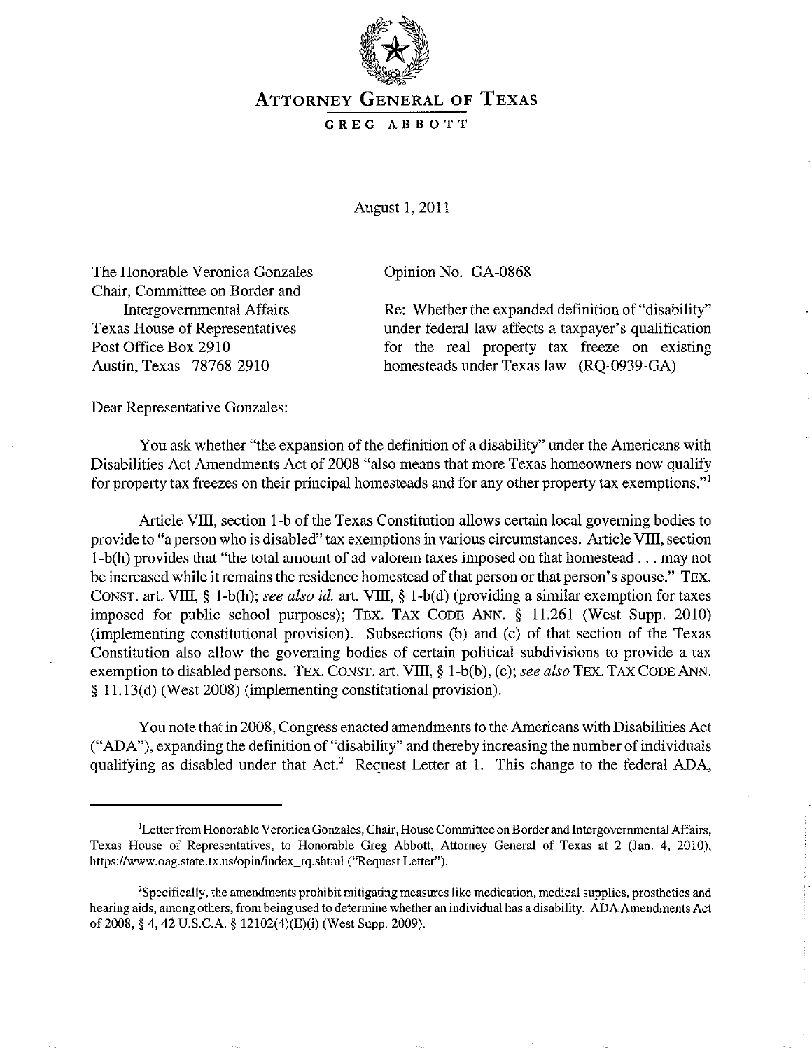# ATTORNEY GENERAL OF TEXAS

GREG ABBOTT

August 1, 2011

The Honorable Veronica Gonzales
Chair, Committee on Border and
Intergovernmental Affairs
Texas House of Representatives
Post Office Box 2910
Austin, Texas 78768-2910

Opinion No. GA-0868

Re: Whether the expanded definition of "disability" under federal law affects a taxpayer's qualification for the real property tax freeze on existing homesteads under Texas law (RQ-0939-GA)

Dear Representative Gonzales:

You ask whether "the expansion of the definition of a disability" under the Americans with Disabilities Act Amendments Act of 2008 "also means that more Texas homeowners now qualify for property tax freezes on their principal homesteads and for any other property tax exemptions."[1]

Article VIII, section 1-b of the Texas Constitution allows certain local governing bodies to provide to "a person who is disabled" tax exemptions in various circumstances. Article VIII, section 1-b(h) provides that "the total amount of ad valorem taxes imposed on that homestead . . . may not be increased while it remains the residence homestead of that person or that person's spouse." TEX. CONST. art. VIII, § 1-b(h); *see also id.* art. VIII, § 1-b(d) (providing a similar exemption for taxes imposed for public school purposes); TEX. TAX CODE ANN. § 11.261 (West Supp. 2010) (implementing constitutional provision). Subsections (b) and (c) of that section of the Texas Constitution also allow the governing bodies of certain political subdivisions to provide a tax exemption to disabled persons. TEX. CONST. art. VIII, § 1-b(b), (c); *see also* TEX. TAX CODE ANN. § 11.13(d) (West 2008) (implementing constitutional provision).

You note that in 2008, Congress enacted amendments to the Americans with Disabilities Act ("ADA"), expanding the definition of "disability" and thereby increasing the number of individuals qualifying as disabled under that Act.[2] Request Letter at 1. This change to the federal ADA,

---

[1]Letter from Honorable Veronica Gonzales, Chair, House Committee on Border and Intergovernmental Affairs, Texas House of Representatives, to Honorable Greg Abbott, Attorney General of Texas at 2 (Jan. 4, 2010), https://www.oag.state.tx.us/opin/index_rq.shtml ("Request Letter").

[2]Specifically, the amendments prohibit mitigating measures like medication, medical supplies, prosthetics and hearing aids, among others, from being used to determine whether an individual has a disability. ADA Amendments Act of 2008, § 4, 42 U.S.C.A. § 12102(4)(E)(i) (West Supp. 2009).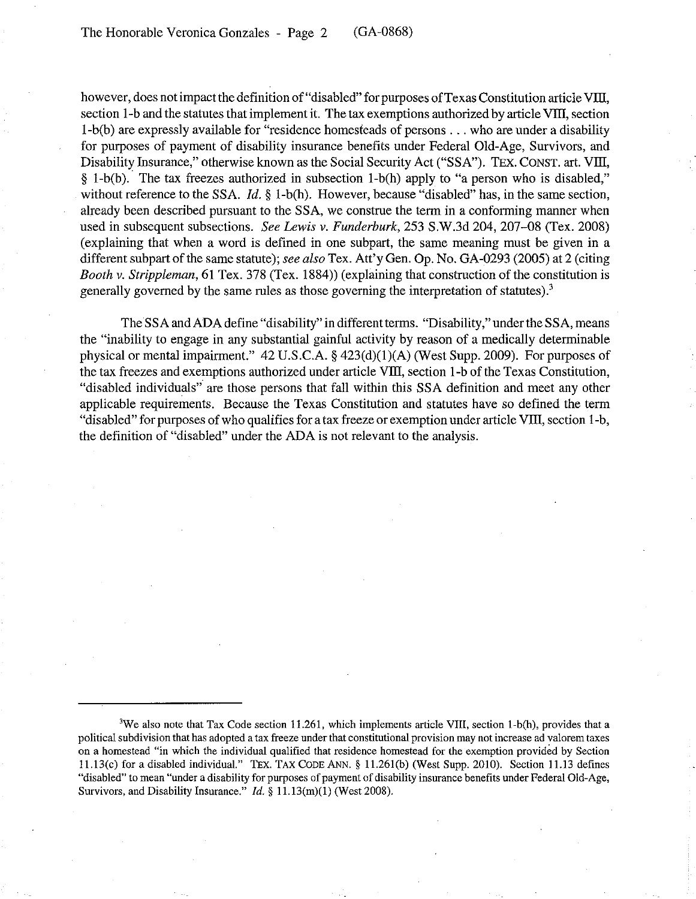however, does not impact the definition of "disabled" for purposes of Texas Constitution article VIII, section 1-b and the statutes that implement it. The tax exemptions authorized by article VIII, section 1-b(b) are expressly available for "residence homesteads of persons . . . who are under a disability for purposes of payment of disability insurance benefits under Federal Old-Age, Survivors, and Disability Insurance," otherwise known as the Social Security Act ("SSA"). TEX. CONST. art. VIII, § 1-b(b). The tax freezes authorized in subsection 1-b(h) apply to "a person who is disabled," without reference to the SSA. *Id.* § 1-b(h). However, because "disabled" has, in the same section, already been described pursuant to the SSA, we construe the term in a conforming manner when used in subsequent subsections. *See Lewis v. Funderburk*, 253 S.W.3d 204, 207–08 (Tex. 2008) (explaining that when a word is defined in one subpart, the same meaning must be given in a different subpart of the same statute); *see also* Tex. Att'y Gen. Op. No. GA-0293 (2005) at 2 (citing *Booth v. Strippleman*, 61 Tex. 378 (Tex. 1884)) (explaining that construction of the constitution is generally governed by the same rules as those governing the interpretation of statutes).[3]

The SSA and ADA define "disability" in different terms. "Disability," under the SSA, means the "inability to engage in any substantial gainful activity by reason of a medically determinable physical or mental impairment." 42 U.S.C.A. § 423(d)(1)(A) (West Supp. 2009). For purposes of the tax freezes and exemptions authorized under article VIII, section 1-b of the Texas Constitution, "disabled individuals" are those persons that fall within this SSA definition and meet any other applicable requirements. Because the Texas Constitution and statutes have so defined the term "disabled" for purposes of who qualifies for a tax freeze or exemption under article VIII, section 1-b, the definition of "disabled" under the ADA is not relevant to the analysis.

---

[3]We also note that Tax Code section 11.261, which implements article VIII, section 1-b(h), provides that a political subdivision that has adopted a tax freeze under that constitutional provision may not increase ad valorem taxes on a homestead "in which the individual qualified that residence homestead for the exemption provided by Section 11.13(c) for a disabled individual." TEX. TAX CODE ANN. § 11.261(b) (West Supp. 2010). Section 11.13 defines "disabled" to mean "under a disability for purposes of payment of disability insurance benefits under Federal Old-Age, Survivors, and Disability Insurance." *Id.* § 11.13(m)(1) (West 2008).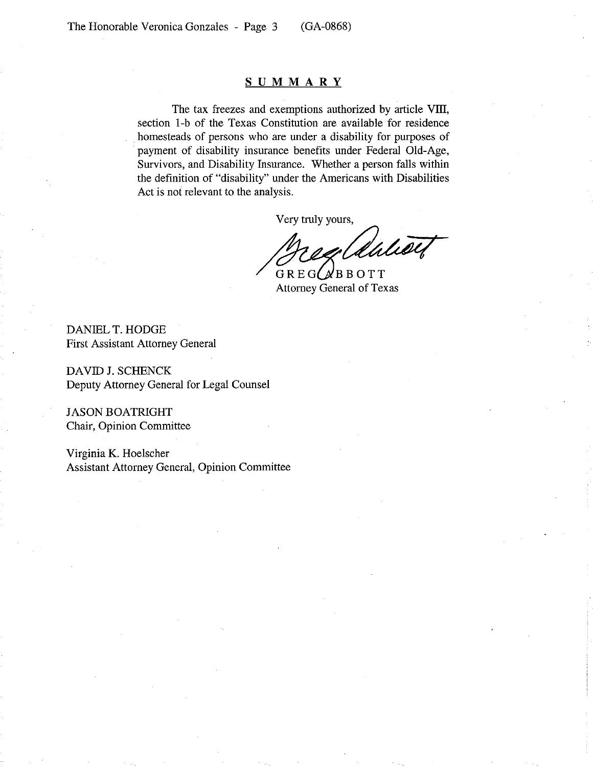## S U M M A R Y

The tax freezes and exemptions authorized by article VIII, section 1-b of the Texas Constitution are available for residence homesteads of persons who are under a disability for purposes of payment of disability insurance benefits under Federal Old-Age, Survivors, and Disability Insurance. Whether a person falls within the definition of "disability" under the Americans with Disabilities Act is not relevant to the analysis.

Very truly yours,

GREG ABBOTT
Attorney General of Texas

DANIEL T. HODGE
First Assistant Attorney General

DAVID J. SCHENCK
Deputy Attorney General for Legal Counsel

JASON BOATRIGHT
Chair, Opinion Committee

Virginia K. Hoelscher
Assistant Attorney General, Opinion Committee